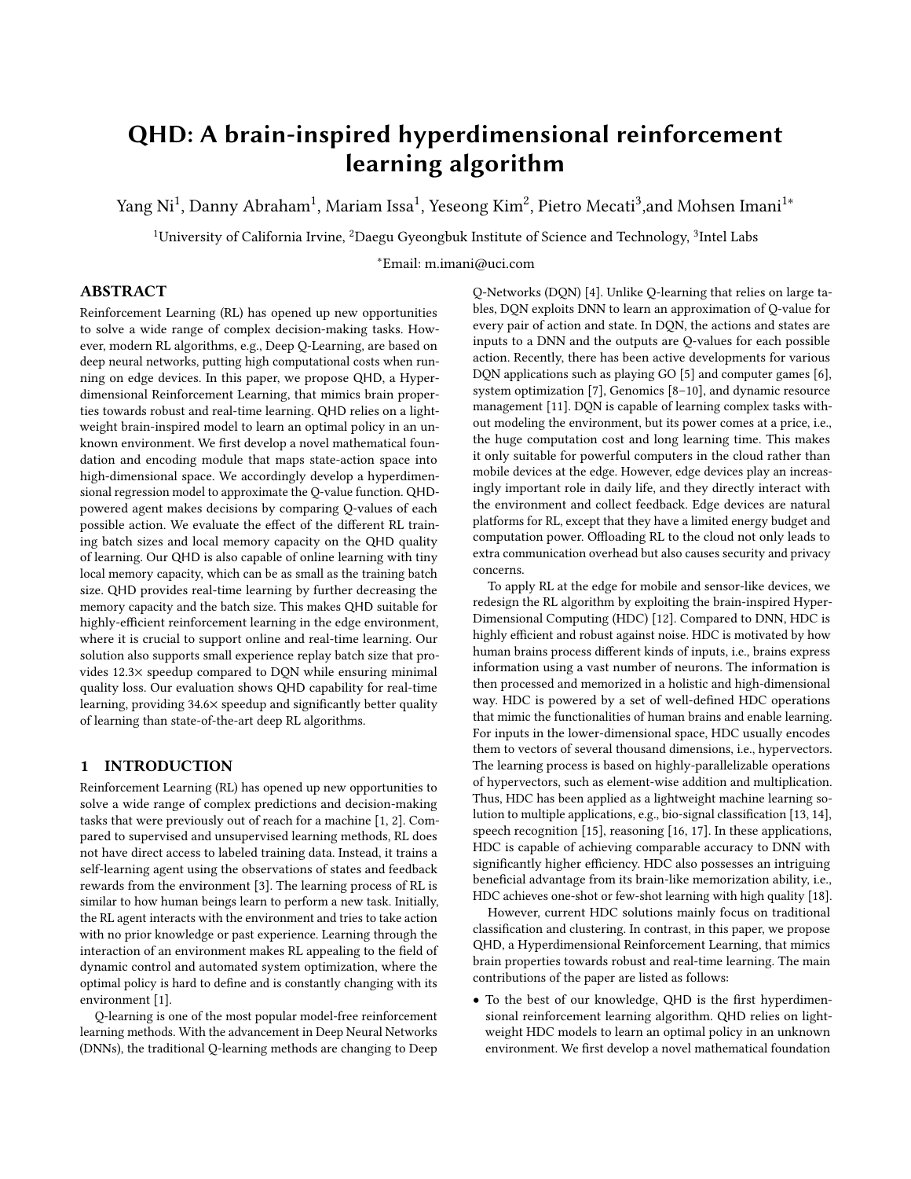# QHD: A brain-inspired hyperdimensional reinforcement learning algorithm

Yang Ni[1], Danny Abraham[1], Mariam Issa[1], Yeseong Kim[2], Pietro Mecati[3],and Mohsen Imani[1*]

[1]University of California Irvine, [2]Daegu Gyeongbuk Institute of Science and Technology, [3]Intel Labs

[*]Email: m.imani@uci.com

## ABSTRACT

Reinforcement Learning (RL) has opened up new opportunities to solve a wide range of complex decision-making tasks. However, modern RL algorithms, e.g., Deep Q-Learning, are based on deep neural networks, putting high computational costs when running on edge devices. In this paper, we propose QHD, a Hyperdimensional Reinforcement Learning, that mimics brain properties towards robust and real-time learning. QHD relies on a lightweight brain-inspired model to learn an optimal policy in an unknown environment. We first develop a novel mathematical foundation and encoding module that maps state-action space into high-dimensional space. We accordingly develop a hyperdimensional regression model to approximate the Q-value function. QHD-powered agent makes decisions by comparing Q-values of each possible action. We evaluate the effect of the different RL training batch sizes and local memory capacity on the QHD quality of learning. Our QHD is also capable of online learning with tiny local memory capacity, which can be as small as the training batch size. QHD provides real-time learning by further decreasing the memory capacity and the batch size. This makes QHD suitable for highly-efficient reinforcement learning in the edge environment, where it is crucial to support online and real-time learning. Our solution also supports small experience replay batch size that provides 12.3× speedup compared to DQN while ensuring minimal quality loss. Our evaluation shows QHD capability for real-time learning, providing 34.6× speedup and significantly better quality of learning than state-of-the-art deep RL algorithms.

## 1 INTRODUCTION

Reinforcement Learning (RL) has opened up new opportunities to solve a wide range of complex predictions and decision-making tasks that were previously out of reach for a machine [1, 2]. Compared to supervised and unsupervised learning methods, RL does not have direct access to labeled training data. Instead, it trains a self-learning agent using the observations of states and feedback rewards from the environment [3]. The learning process of RL is similar to how human beings learn to perform a new task. Initially, the RL agent interacts with the environment and tries to take action with no prior knowledge or past experience. Learning through the interaction of an environment makes RL appealing to the field of dynamic control and automated system optimization, where the optimal policy is hard to define and is constantly changing with its environment [1].

Q-learning is one of the most popular model-free reinforcement learning methods. With the advancement in Deep Neural Networks (DNNs), the traditional Q-learning methods are changing to Deep Q-Networks (DQN) [4]. Unlike Q-learning that relies on large tables, DQN exploits DNN to learn an approximation of Q-value for every pair of action and state. In DQN, the actions and states are inputs to a DNN and the outputs are Q-values for each possible action. Recently, there has been active developments for various DQN applications such as playing GO [5] and computer games [6], system optimization [7], Genomics [8–10], and dynamic resource management [11]. DQN is capable of learning complex tasks without modeling the environment, but its power comes at a price, i.e., the huge computation cost and long learning time. This makes it only suitable for powerful computers in the cloud rather than mobile devices at the edge. However, edge devices play an increasingly important role in daily life, and they directly interact with the environment and collect feedback. Edge devices are natural platforms for RL, except that they have a limited energy budget and computation power. Offloading RL to the cloud not only leads to extra communication overhead but also causes security and privacy concerns.

To apply RL at the edge for mobile and sensor-like devices, we redesign the RL algorithm by exploiting the brain-inspired Hyper-Dimensional Computing (HDC) [12]. Compared to DNN, HDC is highly efficient and robust against noise. HDC is motivated by how human brains process different kinds of inputs, i.e., brains express information using a vast number of neurons. The information is then processed and memorized in a holistic and high-dimensional way. HDC is powered by a set of well-defined HDC operations that mimic the functionalities of human brains and enable learning. For inputs in the lower-dimensional space, HDC usually encodes them to vectors of several thousand dimensions, i.e., hypervectors. The learning process is based on highly-parallelizable operations of hypervectors, such as element-wise addition and multiplication. Thus, HDC has been applied as a lightweight machine learning solution to multiple applications, e.g., bio-signal classification [13, 14], speech recognition [15], reasoning [16, 17]. In these applications, HDC is capable of achieving comparable accuracy to DNN with significantly higher efficiency. HDC also possesses an intriguing beneficial advantage from its brain-like memorization ability, i.e., HDC achieves one-shot or few-shot learning with high quality [18].

However, current HDC solutions mainly focus on traditional classification and clustering. In contrast, in this paper, we propose QHD, a Hyperdimensional Reinforcement Learning, that mimics brain properties towards robust and real-time learning. The main contributions of the paper are listed as follows:

- To the best of our knowledge, QHD is the first hyperdimensional reinforcement learning algorithm. QHD relies on lightweight HDC models to learn an optimal policy in an unknown environment. We first develop a novel mathematical foundation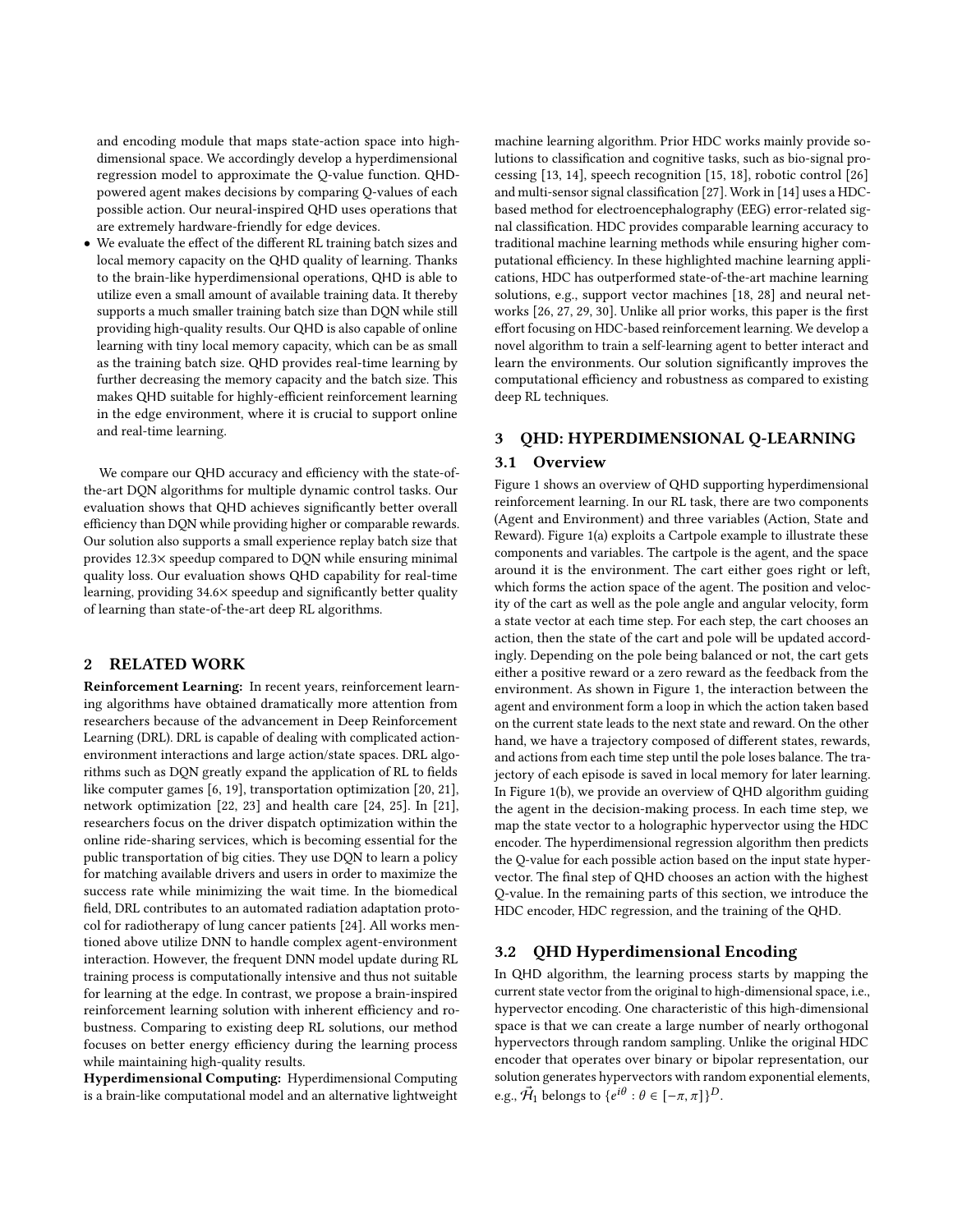and encoding module that maps state-action space into high-dimensional space. We accordingly develop a hyperdimensional regression model to approximate the Q-value function. QHD-powered agent makes decisions by comparing Q-values of each possible action. Our neural-inspired QHD uses operations that are extremely hardware-friendly for edge devices.

- We evaluate the effect of the different RL training batch sizes and local memory capacity on the QHD quality of learning. Thanks to the brain-like hyperdimensional operations, QHD is able to utilize even a small amount of available training data. It thereby supports a much smaller training batch size than DQN while still providing high-quality results. Our QHD is also capable of online learning with tiny local memory capacity, which can be as small as the training batch size. QHD provides real-time learning by further decreasing the memory capacity and the batch size. This makes QHD suitable for highly-efficient reinforcement learning in the edge environment, where it is crucial to support online and real-time learning.

We compare our QHD accuracy and efficiency with the state-of-the-art DQN algorithms for multiple dynamic control tasks. Our evaluation shows that QHD achieves significantly better overall efficiency than DQN while providing higher or comparable rewards. Our solution also supports a small experience replay batch size that provides 12.3× speedup compared to DQN while ensuring minimal quality loss. Our evaluation shows QHD capability for real-time learning, providing 34.6× speedup and significantly better quality of learning than state-of-the-art deep RL algorithms.

## 2 RELATED WORK

**Reinforcement Learning:** In recent years, reinforcement learning algorithms have obtained dramatically more attention from researchers because of the advancement in Deep Reinforcement Learning (DRL). DRL is capable of dealing with complicated action-environment interactions and large action/state spaces. DRL algorithms such as DQN greatly expand the application of RL to fields like computer games [6, 19], transportation optimization [20, 21], network optimization [22, 23] and health care [24, 25]. In [21], researchers focus on the driver dispatch optimization within the online ride-sharing services, which is becoming essential for the public transportation of big cities. They use DQN to learn a policy for matching available drivers and users in order to maximize the success rate while minimizing the wait time. In the biomedical field, DRL contributes to an automated radiation adaptation protocol for radiotherapy of lung cancer patients [24]. All works mentioned above utilize DNN to handle complex agent-environment interaction. However, the frequent DNN model update during RL training process is computationally intensive and thus not suitable for learning at the edge. In contrast, we propose a brain-inspired reinforcement learning solution with inherent efficiency and robustness. Comparing to existing deep RL solutions, our method focuses on better energy efficiency during the learning process while maintaining high-quality results.

**Hyperdimensional Computing:** Hyperdimensional Computing is a brain-like computational model and an alternative lightweight machine learning algorithm. Prior HDC works mainly provide solutions to classification and cognitive tasks, such as bio-signal processing [13, 14], speech recognition [15, 18], robotic control [26] and multi-sensor signal classification [27]. Work in [14] uses a HDC-based method for electroencephalography (EEG) error-related signal classification. HDC provides comparable learning accuracy to traditional machine learning methods while ensuring higher computational efficiency. In these highlighted machine learning applications, HDC has outperformed state-of-the-art machine learning solutions, e.g., support vector machines [18, 28] and neural networks [26, 27, 29, 30]. Unlike all prior works, this paper is the first effort focusing on HDC-based reinforcement learning. We develop a novel algorithm to train a self-learning agent to better interact and learn the environments. Our solution significantly improves the computational efficiency and robustness as compared to existing deep RL techniques.

## 3 QHD: HYPERDIMENSIONAL Q-LEARNING

### 3.1 Overview

Figure 1 shows an overview of QHD supporting hyperdimensional reinforcement learning. In our RL task, there are two components (Agent and Environment) and three variables (Action, State and Reward). Figure 1(a) exploits a Cartpole example to illustrate these components and variables. The cartpole is the agent, and the space around it is the environment. The cart either goes right or left, which forms the action space of the agent. The position and velocity of the cart as well as the pole angle and angular velocity, form a state vector at each time step. For each step, the cart chooses an action, then the state of the cart and pole will be updated accordingly. Depending on the pole being balanced or not, the cart gets either a positive reward or a zero reward as the feedback from the environment. As shown in Figure 1, the interaction between the agent and environment form a loop in which the action taken based on the current state leads to the next state and reward. On the other hand, we have a trajectory composed of different states, rewards, and actions from each time step until the pole loses balance. The trajectory of each episode is saved in local memory for later learning. In Figure 1(b), we provide an overview of QHD algorithm guiding the agent in the decision-making process. In each time step, we map the state vector to a holographic hypervector using the HDC encoder. The hyperdimensional regression algorithm then predicts the Q-value for each possible action based on the input state hypervector. The final step of QHD chooses an action with the highest Q-value. In the remaining parts of this section, we introduce the HDC encoder, HDC regression, and the training of the QHD.

### 3.2 QHD Hyperdimensional Encoding

In QHD algorithm, the learning process starts by mapping the current state vector from the original to high-dimensional space, i.e., hypervector encoding. One characteristic of this high-dimensional space is that we can create a large number of nearly orthogonal hypervectors through random sampling. Unlike the original HDC encoder that operates over binary or bipolar representation, our solution generates hypervectors with random exponential elements, e.g., $\vec{\mathcal{H}}_1$ belongs to $\{e^{i\theta} : \theta \in [-\pi, \pi]\}^D$.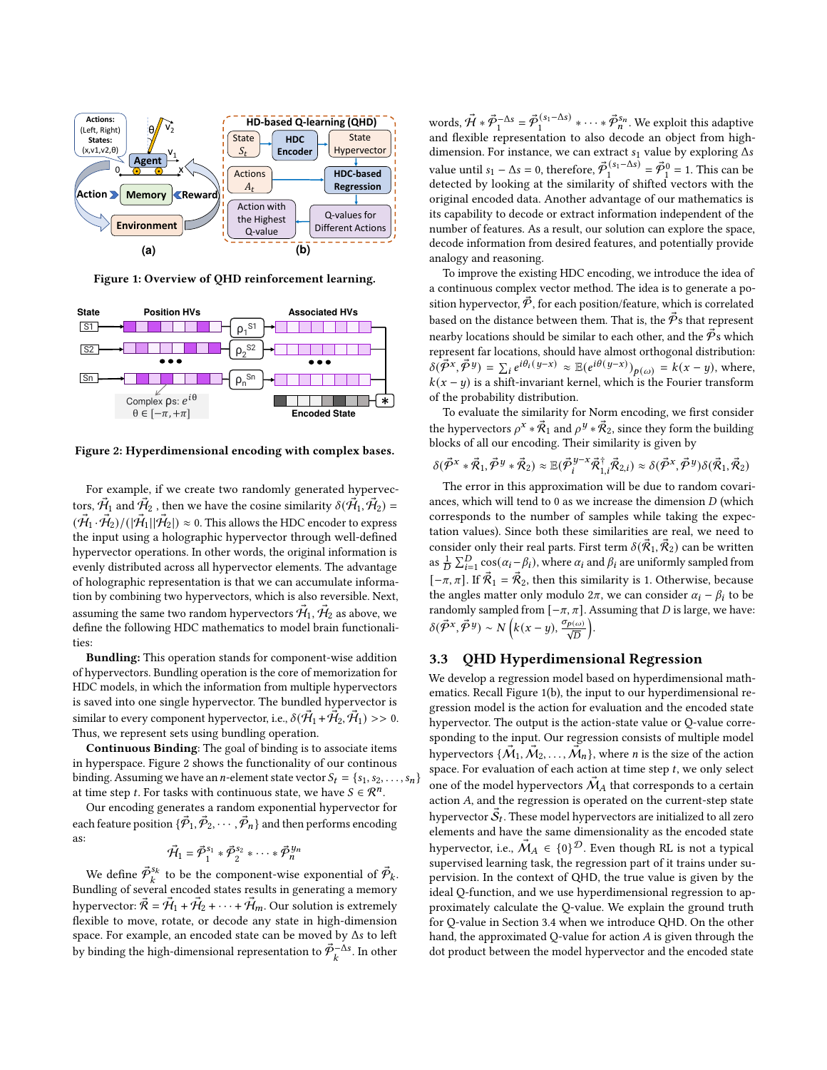Figure 1: Overview of QHD reinforcement learning.

Figure 2: Hyperdimensional encoding with complex bases.

For example, if we create two randomly generated hypervectors, $\vec{\mathcal{H}}_1$ and $\vec{\mathcal{H}}_2$ , then we have the cosine similarity $\delta(\vec{\mathcal{H}}_1, \vec{\mathcal{H}}_2) = (\vec{\mathcal{H}}_1 \cdot \vec{\mathcal{H}}_2)/(|\vec{\mathcal{H}}_1||\vec{\mathcal{H}}_2|) \approx 0$. This allows the HDC encoder to express the input using a holographic hypervector through well-defined hypervector operations. In other words, the original information is evenly distributed across all hypervector elements. The advantage of holographic representation is that we can accumulate information by combining two hypervectors, which is also reversible. Next, assuming the same two random hypervectors $\vec{\mathcal{H}}_1, \vec{\mathcal{H}}_2$ as above, we define the following HDC mathematics to model brain functionalities:

**Bundling:** This operation stands for component-wise addition of hypervectors. Bundling operation is the core of memorization for HDC models, in which the information from multiple hypervectors is saved into one single hypervector. The bundled hypervector is similar to every component hypervector, i.e., $\delta(\vec{\mathcal{H}}_1 + \vec{\mathcal{H}}_2, \vec{\mathcal{H}}_1) >> 0$. Thus, we represent sets using bundling operation.

**Continuous Binding**: The goal of binding is to associate items in hyperspace. Figure 2 shows the functionality of our continuous binding. Assuming we have an $n$-element state vector $S_t = \{s_1, s_2, \ldots, s_n\}$ at time step $t$. For tasks with continuous state, we have $S \in \mathcal{R}^n$.

Our encoding generates a random exponential hypervector for each feature position $\{\vec{\mathcal{P}}_1, \vec{\mathcal{P}}_2, \cdots, \vec{\mathcal{P}}_n\}$ and then performs encoding as:

$$\vec{\mathcal{H}}_1 = \vec{\mathcal{P}}_1^{s_1} * \vec{\mathcal{P}}_2^{s_2} * \cdots * \vec{\mathcal{P}}_n^{y_n}$$

We define $\vec{\mathcal{P}}_k^{s_k}$ to be the component-wise exponential of $\vec{\mathcal{P}}_k$. Bundling of several encoded states results in generating a memory hypervector: $\vec{\mathcal{R}} = \vec{\mathcal{H}}_1 + \vec{\mathcal{H}}_2 + \cdots + \vec{\mathcal{H}}_m$. Our solution is extremely flexible to move, rotate, or decode any state in high-dimension space. For example, an encoded state can be moved by $\Delta s$ to left by binding the high-dimensional representation to $\vec{\mathcal{P}}_k^{-\Delta s}$. In other words, $\vec{\mathcal{H}} * \vec{\mathcal{P}}_1^{-\Delta s} = \vec{\mathcal{P}}_1^{(s_1 - \Delta s)} * \cdots * \vec{\mathcal{P}}_n^{s_n}$. We exploit this adaptive and flexible representation to also decode an object from high-dimension. For instance, we can extract $s_1$ value by exploring $\Delta s$ value until $s_1 - \Delta s = 0$, therefore, $\vec{\mathcal{P}}_1^{(s_1 - \Delta s)} = \vec{\mathcal{P}}_1^{0} = 1$. This can be detected by looking at the similarity of shifted vectors with the original encoded data. Another advantage of our mathematics is its capability to decode information independent of the number of features. As a result, our solution can explore the space, decode information from desired features, and potentially provide analogy and reasoning.

To improve the existing HDC encoding, we introduce the idea of a continuous complex vector method. The idea is to generate a position hypervector, $\vec{\mathcal{P}}$, for each position/feature, which is correlated based on the distance between them. That is, the $\vec{\mathcal{P}}$s that represent nearby locations should be similar to each other, and the $\vec{\mathcal{P}}$s which represent far locations, should have almost orthogonal distribution: $\delta(\vec{\mathcal{P}}^x, \vec{\mathcal{P}}^y) = \sum_i e^{i\theta_i(y-x)} \approx \mathbb{E}(e^{i\theta(y-x)})_{p(\omega)} = k(x-y)$, where, $k(x-y)$ is a shift-invariant kernel, which is the Fourier transform of the probability distribution.

To evaluate the similarity for Norm encoding, we first consider the hypervectors $\rho^x * \vec{\mathcal{R}}_1$ and $\rho^y * \vec{\mathcal{R}}_2$, since they form the building blocks of all our encoding. Their similarity is given by

$$\delta(\vec{\mathcal{P}}^x * \vec{\mathcal{R}}_1, \vec{\mathcal{P}}^y * \vec{\mathcal{R}}_2) \approx \mathbb{E}(\vec{\mathcal{P}}_i^{y-x} \vec{\mathcal{R}}_{1,i}^{\dagger} \vec{\mathcal{R}}_{2,i}) \approx \delta(\vec{\mathcal{P}}^x, \vec{\mathcal{P}}^y)\delta(\vec{\mathcal{R}}_1, \vec{\mathcal{R}}_2)$$

The error in this approximation will be due to random covariances, which will tend to 0 as we increase the dimension $D$ (which corresponds to the number of samples while taking the expectation values). Since both these similarities are real, we need to consider only their real parts. First term $\delta(\vec{\mathcal{R}}_1, \vec{\mathcal{R}}_2)$ can be written as $\frac{1}{D}\sum_{i=1}^{D} \cos(\alpha_i - \beta_i)$, where $\alpha_i$ and $\beta_i$ are uniformly sampled from $[-\pi, \pi]$. If $\vec{\mathcal{R}}_1 = \vec{\mathcal{R}}_2$, then this similarity is 1. Otherwise, because the angles matter only modulo $2\pi$, we can consider $\alpha_i - \beta_i$ to be randomly sampled from $[-\pi, \pi]$. Assuming that $D$ is large, we have: $\delta(\vec{\mathcal{P}}^x, \vec{\mathcal{P}}^y) \sim N\left(k(x-y), \frac{\sigma_{p(\omega)}}{\sqrt{D}}\right)$.

### 3.3 QHD Hyperdimensional Regression

We develop a regression model based on hyperdimensional mathematics. Recall Figure 1(b), the input to our hyperdimensional regression model is the action for evaluation and the encoded state hypervector. The output is the action-state value or Q-value corresponding to the input. Our regression consists of multiple model hypervectors $\{\vec{\mathcal{M}}_1, \vec{\mathcal{M}}_2, \ldots, \vec{\mathcal{M}}_n\}$, where $n$ is the size of the action space. For evaluation of each action at time step $t$, we only select one of the model hypervectors $\vec{\mathcal{M}}_A$ that corresponds to a certain action $A$, and the regression is operated on the current-step state hypervector $\vec{\mathcal{S}}_t$. These model hypervectors are initialized to all zero elements and have the same dimensionality as the encoded state hypervector, i.e., $\vec{\mathcal{M}}_A \in \{0\}^{\mathcal{D}}$. Even though RL is not a typical supervised learning task, the regression part of it trains under supervision. In the context of QHD, the true value is given by the ideal Q-function, and we use hyperdimensional regression to approximately calculate the Q-value. We explain the ground truth for Q-value in Section 3.4 when we introduce QHD. On the other hand, the approximated Q-value for action $A$ is given through the dot product between the model hypervector and the encoded state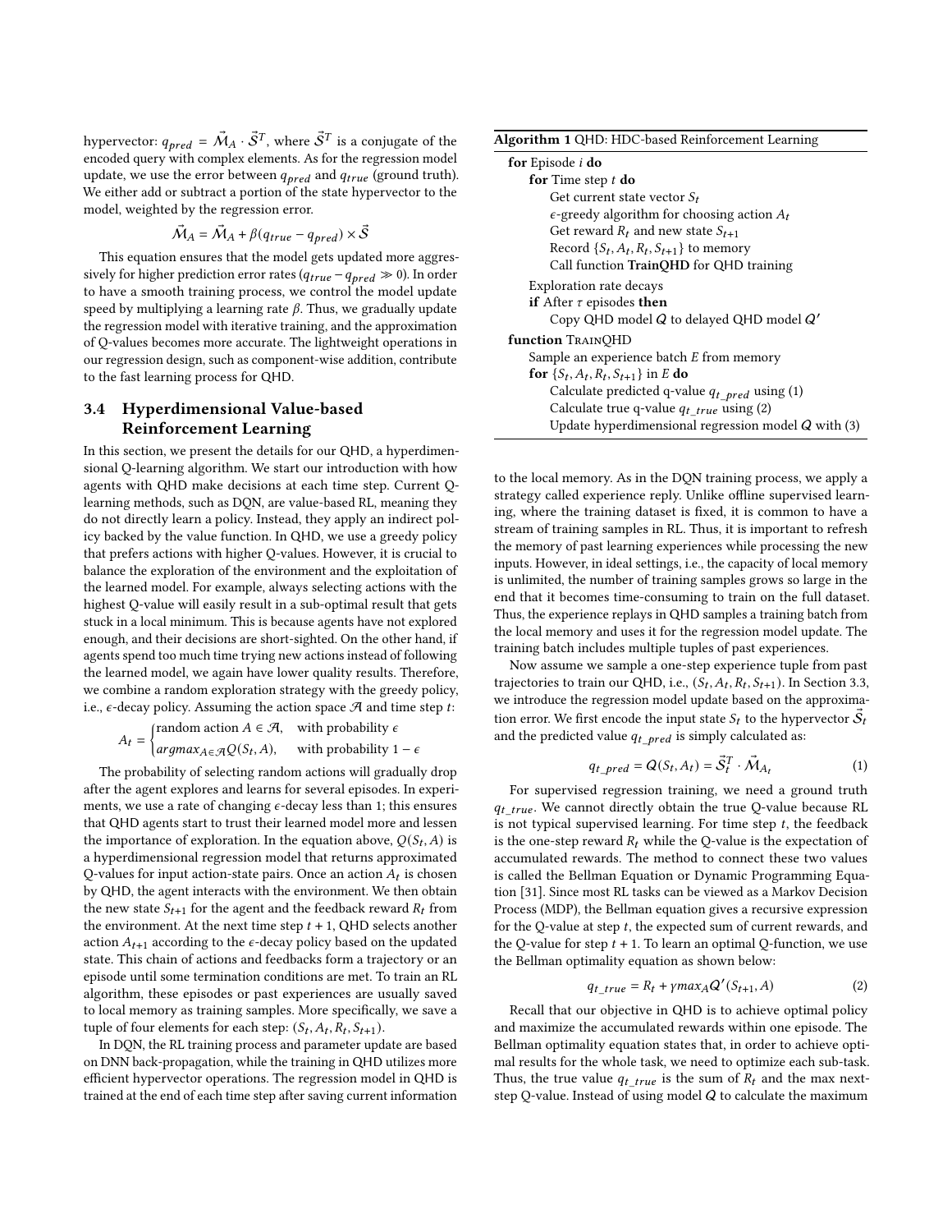hypervector: $q_{pred} = \vec{\mathcal{M}}_A \cdot \vec{\mathcal{S}}^T$, where $\vec{\mathcal{S}}^T$ is a conjugate of the encoded query with complex elements. As for the regression model update, we use the error between $q_{pred}$ and $q_{true}$ (ground truth). We either add or subtract a portion of the state hypervector to the model, weighted by the regression error.

$$\vec{\mathcal{M}}_A = \vec{\mathcal{M}}_A + \beta(q_{true} - q_{pred}) \times \vec{\mathcal{S}}$$

This equation ensures that the model gets updated more aggressively for higher prediction error rates ($q_{true} - q_{pred} \gg 0$). In order to have a smooth training process, we control the model update speed by multiplying a learning rate $\beta$. Thus, we gradually update the regression model with iterative training, and the approximation of Q-values becomes more accurate. The lightweight operations in our regression design, such as component-wise addition, contribute to the fast learning process for QHD.

### 3.4 Hyperdimensional Value-based Reinforcement Learning

In this section, we present the details for our QHD, a hyperdimensional Q-learning algorithm. We start our introduction with how agents with QHD make decisions at each time step. Current Q-learning methods, such as DQN, are value-based RL, meaning they do not directly learn a policy. Instead, they apply an indirect policy backed by the value function. In QHD, we use a greedy policy that prefers actions with higher Q-values. However, it is crucial to balance the exploration of the environment and the exploitation of the learned model. For example, always selecting actions with the highest Q-value will easily result in a sub-optimal result that gets stuck in a local minimum. This is because agents have not explored enough, and their decisions are short-sighted. On the other hand, if agents spend too much time trying new actions instead of following the learned model, we again have lower quality results. Therefore, we combine a random exploration strategy with the greedy policy, i.e., $\epsilon$-decay policy. Assuming the action space $\mathcal{A}$ and time step $t$:

$$A_t = \begin{cases} \text{random action } A \in \mathcal{A}, & \text{with probability } \epsilon \\ argmax_{A \in \mathcal{A}} Q(S_t, A), & \text{with probability } 1 - \epsilon \end{cases}$$

The probability of selecting random actions will gradually drop after the agent explores and learns for several episodes. In experiments, we use a rate of changing $\epsilon$-decay less than 1; this ensures that QHD agents start to trust their learned model more and lessen the importance of exploration. In the equation above, $Q(S_t, A)$ is a hyperdimensional regression model that returns approximated Q-values for input action-state pairs. Once an action $A_t$ is chosen by QHD, the agent interacts with the environment. We then obtain the new state $S_{t+1}$ for the agent and the feedback reward $R_t$ from the environment. At the next time step $t+1$, QHD selects another action $A_{t+1}$ according to the $\epsilon$-decay policy based on the updated state. This chain of actions and feedbacks form a trajectory or an episode until some termination conditions are met. To train an RL algorithm, these episodes or past experiences are usually saved to local memory as training samples. More specifically, we save a tuple of four elements for each step: $(S_t, A_t, R_t, S_{t+1})$.

In DQN, the RL training process and parameter update are based on DNN back-propagation, while the training in QHD utilizes more efficient hypervector operations. The regression model in QHD is trained at the end of each time step after saving current information to the local memory. As in the DQN training process, we apply a strategy called experience reply. Unlike offline supervised learning, where the training dataset is fixed, it is common to have a stream of training samples in RL. Thus, it is important to refresh the memory of past learning experiences while processing the new inputs. However, in ideal settings, i.e., the capacity of local memory is unlimited, the number of training samples grows so large in the end that it becomes time-consuming to train on the full dataset. Thus, the experience replays in QHD samples a training batch from the local memory and uses it for the regression model update. The training batch includes multiple tuples of past experiences.

**Algorithm 1** QHD: HDC-based Reinforcement Learning

```
for Episode i do
    for Time step t do
        Get current state vector S_t
        ε-greedy algorithm for choosing action A_t
        Get reward R_t and new state S_{t+1}
        Record {S_t, A_t, R_t, S_{t+1}} to memory
        Call function TrainQHD for QHD training
    Exploration rate decays
    if After τ episodes then
        Copy QHD model Q to delayed QHD model Q'
function TrainQHD
    Sample an experience batch E from memory
    for {S_t, A_t, R_t, S_{t+1}} in E do
        Calculate predicted q-value q_t_pred using (1)
        Calculate true q-value q_t_true using (2)
        Update hyperdimensional regression model Q with (3)
```

Now assume we sample a one-step experience tuple from past trajectories to train our QHD, i.e., $(S_t, A_t, R_t, S_{t+1})$. In Section 3.3, we introduce the regression model update based on the approximation error. We first encode the input state $S_t$ to the hypervector $\vec{\mathcal{S}}_t$ and the predicted value $q_{t\_pred}$ is simply calculated as:

$$q_{t\_pred} = Q(S_t, A_t) = \vec{\mathcal{S}}_t^T \cdot \vec{\mathcal{M}}_{A_t} \tag{1}$$

For supervised regression training, we need a ground truth $q_{t\_true}$. We cannot directly obtain the true Q-value because RL is not typical supervised learning. For time step $t$, the feedback is the one-step reward $R_t$ while the Q-value is the expectation of accumulated rewards. The method to connect these two values is called the Bellman Equation or Dynamic Programming Equation [31]. Since most RL tasks can be viewed as a Markov Decision Process (MDP), the Bellman equation gives a recursive expression for the Q-value at step $t$, the expected sum of current rewards, and the Q-value for step $t+1$. To learn an optimal Q-function, we use the Bellman optimality equation as shown below:

$$q_{t\_true} = R_t + \gamma max_A Q'(S_{t+1}, A) \tag{2}$$

Recall that our objective in QHD is to achieve optimal policy and maximize the accumulated rewards within one episode. The Bellman optimality equation states that, in order to achieve optimal results for the whole task, we need to optimize each sub-task. Thus, the true value $q_{t\_true}$ is the sum of $R_t$ and the max next-step Q-value. Instead of using model $Q$ to calculate the maximum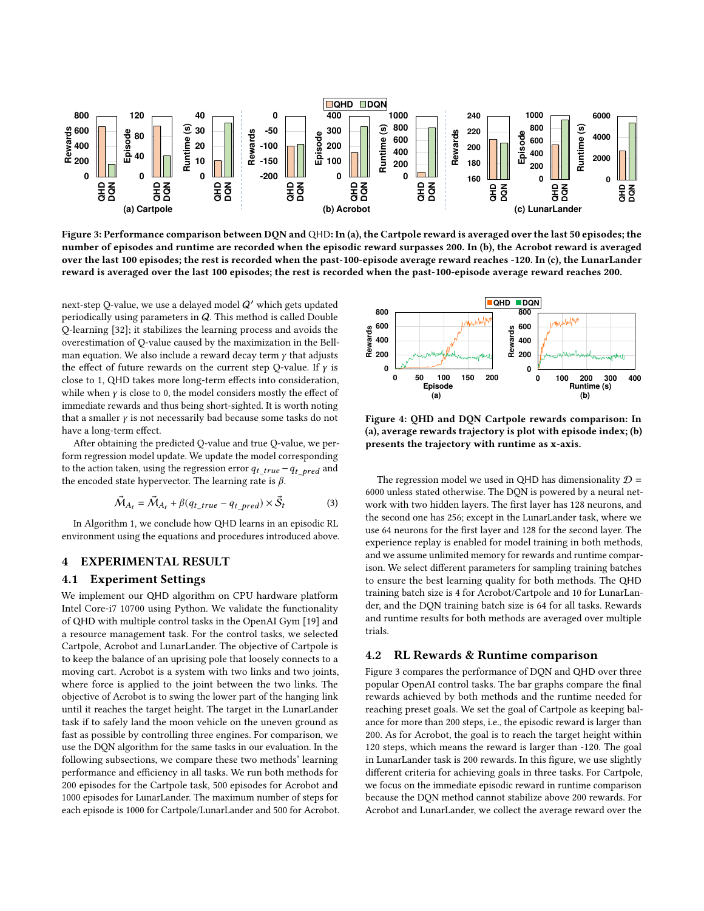Figure 3: Performance comparison between DQN and QHD: In (a), the Cartpole reward is averaged over the last 50 episodes; the number of episodes and runtime are recorded when the episodic reward surpasses 200. In (b), the Acrobot reward is averaged over the last 100 episodes; the rest is recorded when the past-100-episode average reward reaches -120. In (c), the LunarLander reward is averaged over the last 100 episodes; the rest is recorded when the past-100-episode average reward reaches 200.

next-step Q-value, we use a delayed model $Q'$ which gets updated periodically using parameters in $Q$. This method is called Double Q-learning [32]; it stabilizes the learning process and avoids the overestimation of Q-value caused by the maximization in the Bellman equation. We also include a reward decay term $\gamma$ that adjusts the effect of future rewards on the current step Q-value. If $\gamma$ is close to 1, QHD takes more long-term effects into consideration, while when $\gamma$ is close to 0, the model considers mostly the effect of immediate rewards and thus being short-sighted. It is worth noting that a smaller $\gamma$ is not necessarily bad because some tasks do not have a long-term effect.

After obtaining the predicted Q-value and true Q-value, we perform regression model update. We update the model corresponding to the action taken, using the regression error $q_{t\_true} - q_{t\_pred}$ and the encoded state hypervector. The learning rate is $\beta$.

$$\vec{M}_{A_t} = \vec{M}_{A_t} + \beta(q_{t\_true} - q_{t\_pred}) \times \vec{S}_t \tag{3}$$

In Algorithm 1, we conclude how QHD learns in an episodic RL environment using the equations and procedures introduced above.

## 4 EXPERIMENTAL RESULT

### 4.1 Experiment Settings

We implement our QHD algorithm on CPU hardware platform Intel Core-i7 10700 using Python. We validate the functionality of QHD with multiple control tasks in the OpenAI Gym [19] and a resource management task. For the control tasks, we selected Cartpole, Acrobot and LunarLander. The objective of Cartpole is to keep the balance of an uprising pole that loosely connects to a moving cart. Acrobot is a system with two links and two joints, where force is applied to the joint between the two links. The objective of Acrobot is to swing the lower part of the hanging link until it reaches the target height. The target in the LunarLander task if to safely land the moon vehicle on the uneven ground as fast as possible by controlling three engines. For comparison, we use the DQN algorithm for the same tasks in our evaluation. In the following subsections, we compare these two methods' learning performance and efficiency in all tasks. We run both methods for 200 episodes for the Cartpole task, 500 episodes for Acrobot and 1000 episodes for LunarLander. The maximum number of steps for each episode is 1000 for Cartpole/LunarLander and 500 for Acrobot.

Figure 4: QHD and DQN Cartpole rewards comparison: In (a), average rewards trajectory is plot with episode index; (b) presents the trajectory with runtime as x-axis.

The regression model we used in QHD has dimensionality $\mathcal{D}$ = 6000 unless stated otherwise. The DQN is powered by a neural network with two hidden layers. The first layer has 128 neurons, and the second one has 256; except in the LunarLander task, where we use 64 neurons for the first layer and 128 for the second layer. The experience replay is enabled for model training in both methods, and we assume unlimited memory for rewards and runtime comparison. We select different parameters for sampling training batches to ensure the best learning quality for both methods. The QHD training batch size is 4 for Acrobot/Cartpole and 10 for LunarLander, and the DQN training batch size is 64 for all tasks. Rewards and runtime results for both methods are averaged over multiple trials.

### 4.2 RL Rewards & Runtime comparison

Figure 3 compares the performance of DQN and QHD over three popular OpenAI control tasks. The bar graphs compare the final rewards achieved by both methods and the runtime needed for reaching preset goals. We set the goal of Cartpole as keeping balance for more than 200 steps, i.e., the episodic reward is larger than 200. As for Acrobot, the goal is to reach the target height within 120 steps, which means the reward is larger than -120. The goal in LunarLander task is 200 rewards. In this figure, we use slightly different criteria for achieving goals in three tasks. For Cartpole, we focus on the immediate episodic reward in runtime comparison because the DQN method cannot stabilize above 200 rewards. For Acrobot and LunarLander, we collect the average reward over the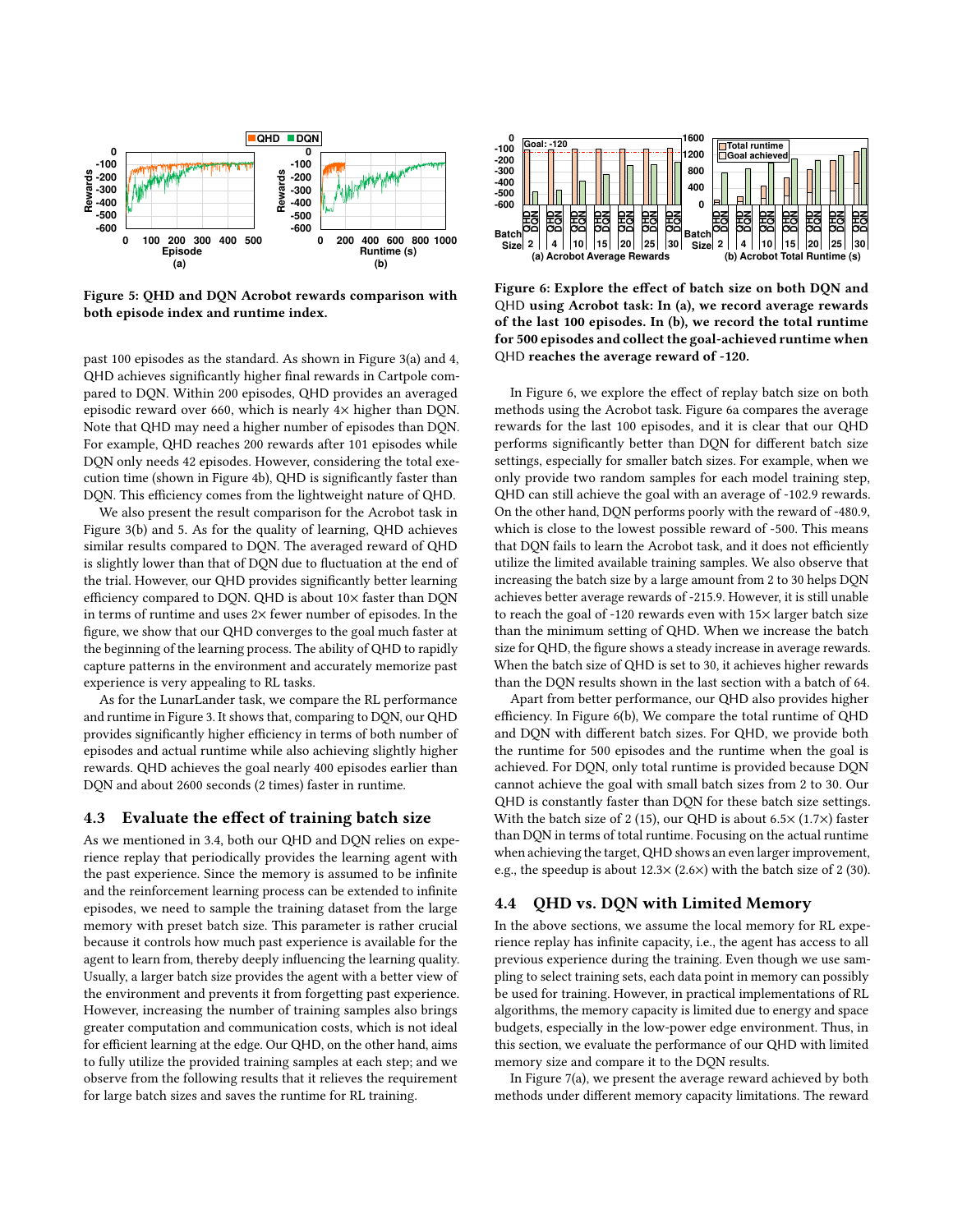Figure 5: QHD and DQN Acrobot rewards comparison with both episode index and runtime index.

past 100 episodes as the standard. As shown in Figure 3(a) and 4, QHD achieves significantly higher final rewards in Cartpole compared to DQN. Within 200 episodes, QHD provides an averaged episodic reward over 660, which is nearly 4× higher than DQN. Note that QHD may need a higher number of episodes than DQN. For example, QHD reaches 200 rewards after 101 episodes while DQN only needs 42 episodes. However, considering the total execution time (shown in Figure 4b), QHD is significantly faster than DQN. This efficiency comes from the lightweight nature of QHD.

We also present the result comparison for the Acrobot task in Figure 3(b) and 5. As for the quality of learning, QHD achieves similar results compared to DQN. The averaged reward of QHD is slightly lower than that of DQN due to fluctuation at the end of the trial. However, our QHD provides significantly better learning efficiency compared to DQN. QHD is about 10× faster than DQN in terms of runtime and uses 2× fewer number of episodes. In the figure, we show that our QHD converges to the goal much faster at the beginning of the learning process. The ability of QHD to rapidly capture patterns in the environment and accurately memorize past experience is very appealing to RL tasks.

As for the LunarLander task, we compare the RL performance and runtime in Figure 3. It shows that, comparing to DQN, our QHD provides significantly higher efficiency in terms of both number of episodes and actual runtime while also achieving slightly higher rewards. QHD achieves the goal nearly 400 episodes earlier than DQN and about 2600 seconds (2 times) faster in runtime.

## 4.3 Evaluate the effect of training batch size

As we mentioned in 3.4, both our QHD and DQN relies on experience replay that periodically provides the learning agent with the past experience. Since the memory is assumed to be infinite and the reinforcement learning process can be extended to infinite episodes, we need to sample the training dataset from the large memory with preset batch size. This parameter is rather crucial because it controls how much past experience is available for the agent to learn from, thereby deeply influencing the learning quality. Usually, a larger batch size provides the agent with a better view of the environment and prevents it from forgetting past experience. However, increasing the number of training samples also brings greater computation and communication costs, which is not ideal for efficient learning at the edge. Our QHD, on the other hand, aims to fully utilize the provided training samples at each step; and we observe from the following results that it relieves the requirement for large batch sizes and saves the runtime for RL training.

Figure 6: Explore the effect of batch size on both DQN and QHD using Acrobot task: In (a), we record average rewards of the last 100 episodes. In (b), we record the total runtime for 500 episodes and collect the goal-achieved runtime when QHD reaches the average reward of -120.

In Figure 6, we explore the effect of replay batch size on both methods using the Acrobot task. Figure 6a compares the average rewards for the last 100 episodes, and it is clear that our QHD performs significantly better than DQN for different batch size settings, especially for smaller batch sizes. For example, when we only provide two random samples for each model training step, QHD can still achieve the goal with an average of -102.9 rewards. On the other hand, DQN performs poorly with the reward of -480.9, which is close to the lowest possible reward of -500. This means that DQN fails to learn the Acrobot task, and it does not efficiently utilize the limited available training samples. We also observe that increasing the batch size by a large amount from 2 to 30 helps DQN achieve better average rewards of -215.9. However, it is still unable to reach the goal of -120 rewards even with 15× larger batch size than the minimum setting of QHD. When we increase the batch size for QHD, the figure shows a steady increase in average rewards. When the batch size of QHD is set to 30, it achieves higher rewards than the DQN results shown in the last section with a batch of 64.

Apart from better performance, our QHD also provides higher efficiency. In Figure 6(b), We compare the total runtime of QHD and DQN with different batch sizes. For QHD, we provide both the runtime for 500 episodes and the runtime when the goal is achieved. For DQN, only total runtime is provided because DQN cannot achieve the goal with small batch sizes from 2 to 30. Our QHD is constantly faster than DQN for these batch size settings. With the batch size of 2 (15), our QHD is about 6.5× (1.7×) faster than DQN in terms of total runtime. Focusing on the actual runtime when achieving the target, QHD shows an even larger improvement, e.g., the speedup is about 12.3× (2.6×) with the batch size of 2 (30).

## 4.4 QHD vs. DQN with Limited Memory

In the above sections, we assume the local memory for RL experience replay has infinite capacity, i.e., the agent has access to all previous experience during the training. Even though we use sampling to select training sets, each data point in memory can possibly be used for training. However, in practical implementations of RL algorithms, the memory capacity is limited due to energy and space budgets, especially in the low-power edge environment. Thus, in this section, we evaluate the performance of our QHD with limited memory size and compare it to the DQN results.

In Figure 7(a), we present the average reward achieved by both methods under different memory capacity limitations. The reward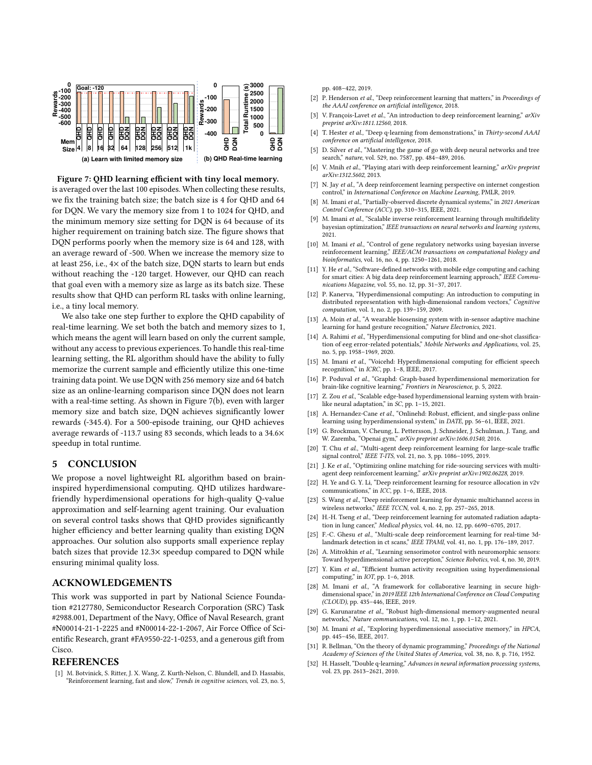0
-100
-200
-300
-400
-500
-600
Rewards
Goal: -120
QHD
QHD
QHD
QHD
QHD DQN
QHD DQN
QHD DQN
QHD DQN
QHD DQN
Mem Size
4
8
16
32
64
128
256
512
1k
(a) Learn with limited memory size

0
-100
-200
-300
-400
Rewards
QHD DQN
3000
2500
2000
1500
1000
500
0
Total Runtime (s)
QHD DQN
(b) QHD Real-time learning

**Figure 7: QHD learning efficient with tiny local memory.**

is averaged over the last 100 episodes. When collecting these results, we fix the training batch size; the batch size is 4 for QHD and 64 for DQN. We vary the memory size from 1 to 1024 for QHD, and the minimum memory size setting for DQN is 64 because of its higher requirement on training batch size. The figure shows that DQN performs poorly when the memory size is 64 and 128, with an average reward of -500. When we increase the memory size to at least 256, i.e., 4× of the batch size, DQN starts to learn but ends without reaching the -120 target. However, our QHD can reach that goal even with a memory size as large as its batch size. These results show that QHD can perform RL tasks with online learning, i.e., a tiny local memory.

We also take one step further to explore the QHD capability of real-time learning. We set both the batch and memory sizes to 1, which means the agent will learn based on only the current sample, without any access to previous experiences. To handle this real-time learning setting, the RL algorithm should have the ability to fully memorize the current sample and efficiently utilize this one-time training data point. We use DQN with 256 memory size and 64 batch size as an online-learning comparison since DQN does not learn with a real-time setting. As shown in Figure 7(b), even with larger memory size and batch size, DQN achieves significantly lower rewards (-345.4). For a 500-episode training, our QHD achieves average rewards of -113.7 using 83 seconds, which leads to a 34.6× speedup in total runtime.

## 5 CONCLUSION

We propose a novel lightweight RL algorithm based on brain-inspired hyperdimensional computing. QHD utilizes hardware-friendly hyperdimensional operations for high-quality Q-value approximation and self-learning agent training. Our evaluation on several control tasks shows that QHD provides significantly higher efficiency and better learning quality than existing DQN approaches. Our solution also supports small experience replay batch sizes that provide 12.3× speedup compared to DQN while ensuring minimal quality loss.

## ACKNOWLEDGEMENTS

This work was supported in part by National Science Foundation #2127780, Semiconductor Research Corporation (SRC) Task #2988.001, Department of the Navy, Office of Naval Research, grant #N00014-21-1-2225 and #N00014-22-1-2067, Air Force Office of Scientific Research, grant #FA9550-22-1-0253, and a generous gift from Cisco.

## REFERENCES

[1] M. Botvinick, S. Ritter, J. X. Wang, Z. Kurth-Nelson, C. Blundell, and D. Hassabis, "Reinforcement learning, fast and slow," *Trends in cognitive sciences*, vol. 23, no. 5, pp. 408–422, 2019.

[2] P. Henderson *et al.*, "Deep reinforcement learning that matters," in *Proceedings of the AAAI conference on artificial intelligence*, 2018.

[3] V. François-Lavet *et al.*, "An introduction to deep reinforcement learning," *arXiv preprint arXiv:1811.12560*, 2018.

[4] T. Hester *et al.*, "Deep q-learning from demonstrations," in *Thirty-second AAAI conference on artificial intelligence*, 2018.

[5] D. Silver *et al.*, "Mastering the game of go with deep neural networks and tree search," *nature*, vol. 529, no. 7587, pp. 484–489, 2016.

[6] V. Mnih *et al.*, "Playing atari with deep reinforcement learning," *arXiv preprint arXiv:1312.5602*, 2013.

[7] N. Jay *et al.*, "A deep reinforcement learning perspective on internet congestion control," in *International Conference on Machine Learning*, PMLR, 2019.

[8] M. Imani *et al.*, "Partially-observed discrete dynamical systems," in *2021 American Control Conference (ACC)*, pp. 310–315, IEEE, 2021.

[9] M. Imani *et al.*, "Scalable inverse reinforcement learning through multifidelity bayesian optimization," *IEEE transactions on neural networks and learning systems*, 2021.

[10] M. Imani *et al.*, "Control of gene regulatory networks using bayesian inverse reinforcement learning," *IEEE/ACM transactions on computational biology and bioinformatics*, vol. 16, no. 4, pp. 1250–1261, 2018.

[11] Y. He *et al.*, "Software-defined networks with mobile edge computing and caching for smart cities: A big data deep reinforcement learning approach," *IEEE Communications Magazine*, vol. 55, no. 12, pp. 31–37, 2017.

[12] P. Kanerva, "Hyperdimensional computing: An introduction to computing in distributed representation with high-dimensional random vectors," *Cognitive computation*, vol. 1, no. 2, pp. 139–159, 2009.

[13] A. Moin *et al.*, "A wearable biosensing system with in-sensor adaptive machine learning for hand gesture recognition," *Nature Electronics*, 2021.

[14] A. Rahimi *et al.*, "Hyperdimensional computing for blind and one-shot classification of eeg error-related potentials," *Mobile Networks and Applications*, vol. 25, no. 5, pp. 1958–1969, 2020.

[15] M. Imani *et al.*, "Voicehd: Hyperdimensional computing for efficient speech recognition," in *ICRC*, pp. 1–8, IEEE, 2017.

[16] P. Poduval *et al.*, "Graphd: Graph-based hyperdimensional memorization for brain-like cognitive learning," *Frontiers in Neuroscience*, p. 5, 2022.

[17] Z. Zou *et al.*, "Scalable edge-based hyperdimensional learning system with brain-like neural adaptation," in *SC*, pp. 1–15, 2021.

[18] A. Hernandez-Cane *et al.*, "Onlinehd: Robust, efficient, and single-pass online learning using hyperdimensional system," in *DATE*, pp. 56–61, IEEE, 2021.

[19] G. Brockman, V. Cheung, L. Pettersson, J. Schneider, J. Schulman, J. Tang, and W. Zaremba, "Openai gym," *arXiv preprint arXiv:1606.01540*, 2016.

[20] T. Chu *et al.*, "Multi-agent deep reinforcement learning for large-scale traffic signal control," *IEEE T-ITS*, vol. 21, no. 3, pp. 1086–1095, 2019.

[21] J. Ke *et al.*, "Optimizing online matching for ride-sourcing services with multi-agent deep reinforcement learning," *arXiv preprint arXiv:1902.06228*, 2019.

[22] H. Ye and G. Y. Li, "Deep reinforcement learning for resource allocation in v2v communications," in *ICC*, pp. 1–6, IEEE, 2018.

[23] S. Wang *et al.*, "Deep reinforcement learning for dynamic multichannel access in wireless networks," *IEEE TCCN*, vol. 4, no. 2, pp. 257–265, 2018.

[24] H.-H. Tseng *et al.*, "Deep reinforcement learning for automated radiation adaptation in lung cancer," *Medical physics*, vol. 44, no. 12, pp. 6690–6705, 2017.

[25] F.-C. Ghesu *et al.*, "Multi-scale deep reinforcement learning for real-time 3d-landmark detection in ct scans," *IEEE TPAMI*, vol. 41, no. 1, pp. 176–189, 2017.

[26] A. Mitrokhin *et al.*, "Learning sensorimotor control with neuromorphic sensors: Toward hyperdimensional active perception," *Science Robotics*, vol. 4, no. 30, 2019.

[27] Y. Kim *et al.*, "Efficient human activity recognition using hyperdimensional computing," in *IOT*, pp. 1–6, 2018.

[28] M. Imani *et al.*, "A framework for collaborative learning in secure high-dimensional space," in *2019 IEEE 12th International Conference on Cloud Computing (CLOUD)*, pp. 435–446, IEEE, 2019.

[29] G. Karunaratne *et al.*, "Robust high-dimensional memory-augmented neural networks," *Nature communications*, vol. 12, no. 1, pp. 1–12, 2021.

[30] M. Imani *et al.*, "Exploring hyperdimensional associative memory," in *HPCA*, pp. 445–456, IEEE, 2017.

[31] R. Bellman, "On the theory of dynamic programming," *Proceedings of the National Academy of Sciences of the United States of America*, vol. 38, no. 8, p. 716, 1952.

[32] H. Hasselt, "Double q-learning," *Advances in neural information processing systems*, vol. 23, pp. 2613–2621, 2010.